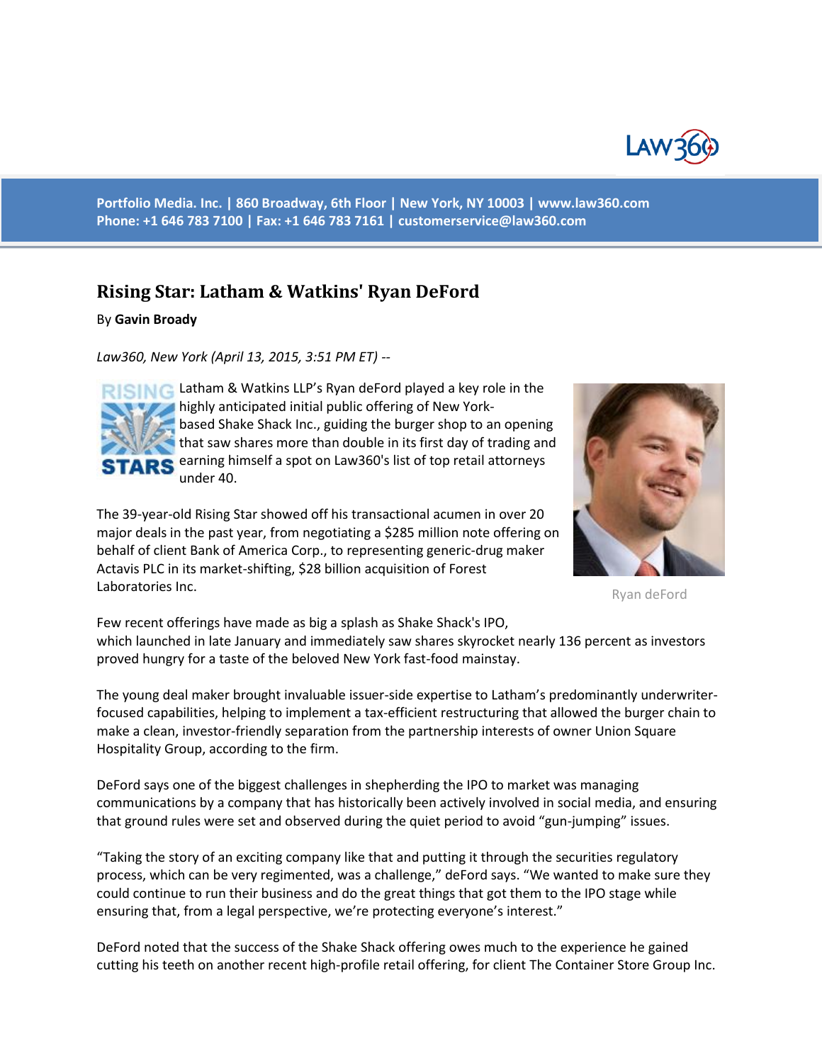Portfolio Media. Inc. | 860 Broadway, 6th Floor | New York, NY 10003 | www.law360.com
Phone: +1 646 783 7100 | Fax: +1 646 783 7161 | customerservice@law360.com

# Rising Star: Latham & Watkins' Ryan DeFord

By **Gavin Broady**

*Law360, New York (April 13, 2015, 3:51 PM ET)* --

Latham & Watkins LLP's Ryan deFord played a key role in the highly anticipated initial public offering of New York-based Shake Shack Inc., guiding the burger shop to an opening that saw shares more than double in its first day of trading and earning himself a spot on Law360's list of top retail attorneys under 40.

The 39-year-old Rising Star showed off his transactional acumen in over 20 major deals in the past year, from negotiating a $285 million note offering on behalf of client Bank of America Corp., to representing generic-drug maker Actavis PLC in its market-shifting, $28 billion acquisition of Forest Laboratories Inc.

Ryan deFord

Few recent offerings have made as big a splash as Shake Shack's IPO, which launched in late January and immediately saw shares skyrocket nearly 136 percent as investors proved hungry for a taste of the beloved New York fast-food mainstay.

The young deal maker brought invaluable issuer-side expertise to Latham's predominantly underwriter-focused capabilities, helping to implement a tax-efficient restructuring that allowed the burger chain to make a clean, investor-friendly separation from the partnership interests of owner Union Square Hospitality Group, according to the firm.

DeFord says one of the biggest challenges in shepherding the IPO to market was managing communications by a company that has historically been actively involved in social media, and ensuring that ground rules were set and observed during the quiet period to avoid "gun-jumping" issues.

"Taking the story of an exciting company like that and putting it through the securities regulatory process, which can be very regimented, was a challenge," deFord says. "We wanted to make sure they could continue to run their business and do the great things that got them to the IPO stage while ensuring that, from a legal perspective, we're protecting everyone's interest."

DeFord noted that the success of the Shake Shack offering owes much to the experience he gained cutting his teeth on another recent high-profile retail offering, for client The Container Store Group Inc.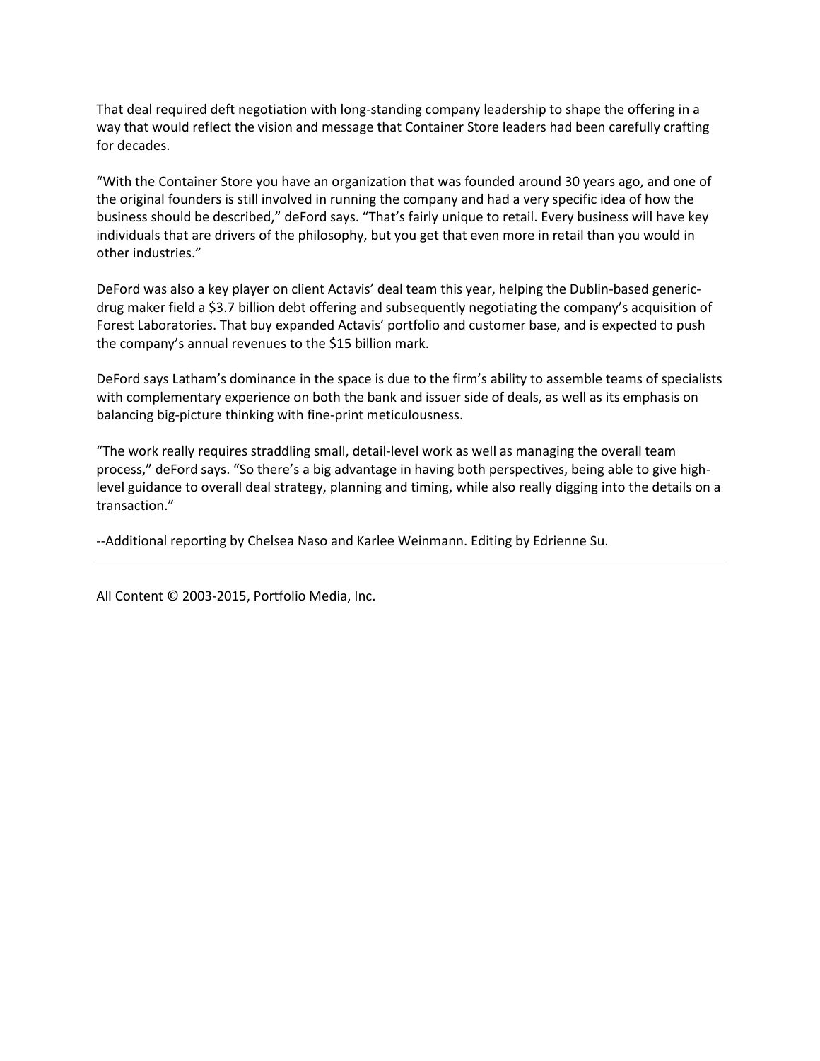That deal required deft negotiation with long-standing company leadership to shape the offering in a way that would reflect the vision and message that Container Store leaders had been carefully crafting for decades.

"With the Container Store you have an organization that was founded around 30 years ago, and one of the original founders is still involved in running the company and had a very specific idea of how the business should be described," deFord says. "That's fairly unique to retail. Every business will have key individuals that are drivers of the philosophy, but you get that even more in retail than you would in other industries."

DeFord was also a key player on client Actavis' deal team this year, helping the Dublin-based generic-drug maker field a $3.7 billion debt offering and subsequently negotiating the company's acquisition of Forest Laboratories. That buy expanded Actavis' portfolio and customer base, and is expected to push the company's annual revenues to the $15 billion mark.

DeFord says Latham's dominance in the space is due to the firm's ability to assemble teams of specialists with complementary experience on both the bank and issuer side of deals, as well as its emphasis on balancing big-picture thinking with fine-print meticulousness.

"The work really requires straddling small, detail-level work as well as managing the overall team process," deFord says. "So there's a big advantage in having both perspectives, being able to give high-level guidance to overall deal strategy, planning and timing, while also really digging into the details on a transaction."

--Additional reporting by Chelsea Naso and Karlee Weinmann. Editing by Edrienne Su.

---

All Content © 2003-2015, Portfolio Media, Inc.